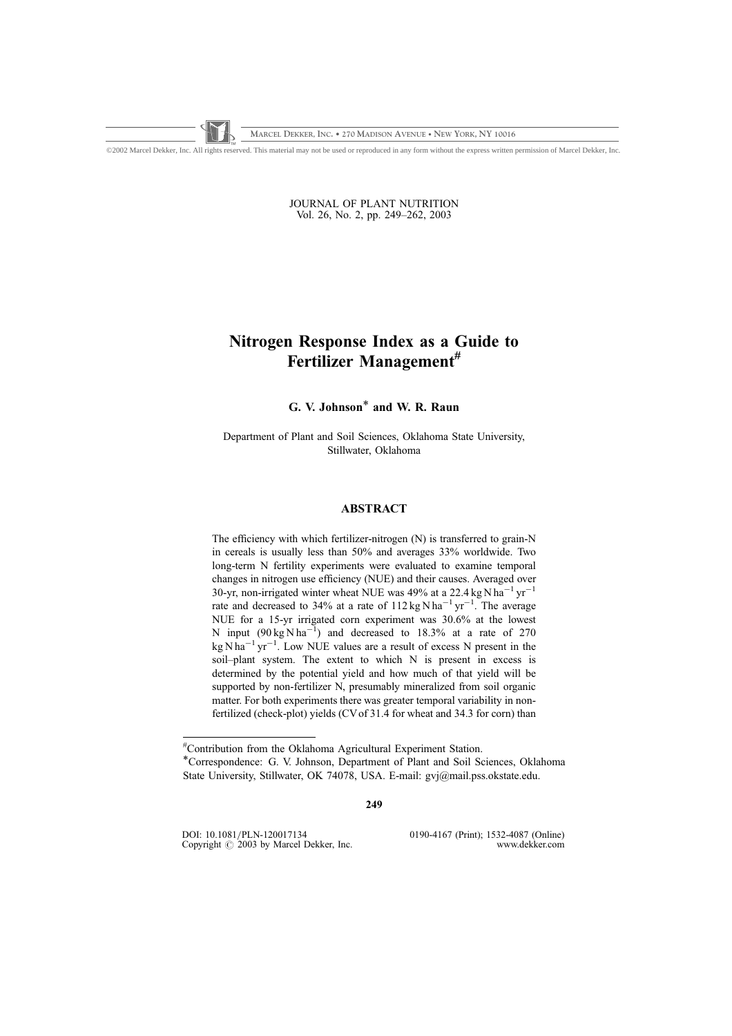# Nitrogen Response Index as a Guide to Fertilizer Management[#]

**G. V. Johnson[*] and W. R. Raun**

Department of Plant and Soil Sciences, Oklahoma State University, Stillwater, Oklahoma

## ABSTRACT

The efficiency with which fertilizer-nitrogen (N) is transferred to grain-N in cereals is usually less than 50% and averages 33% worldwide. Two long-term N fertility experiments were evaluated to examine temporal changes in nitrogen use efficiency (NUE) and their causes. Averaged over 30-yr, non-irrigated winter wheat NUE was 49% at a 22.4 kg N $ha^{-1}$ $yr^{-1}$ rate and decreased to 34% at a rate of 112 kg N $ha^{-1}$ $yr^{-1}$. The average NUE for a 15-yr irrigated corn experiment was 30.6% at the lowest N input (90 kg N $ha^{-1}$) and decreased to 18.3% at a rate of 270 kg N $ha^{-1}$ $yr^{-1}$. Low NUE values are a result of excess N present in the soil–plant system. The extent to which N is present in excess is determined by the potential yield and how much of that yield will be supported by non-fertilizer N, presumably mineralized from soil organic matter. For both experiments there was greater temporal variability in non-fertilized (check-plot) yields (CV of 31.4 for wheat and 34.3 for corn) than

---

[#]Contribution from the Oklahoma Agricultural Experiment Station.

[*]Correspondence: G. V. Johnson, Department of Plant and Soil Sciences, Oklahoma State University, Stillwater, OK 74078, USA. E-mail: gvj@mail.pss.okstate.edu.

DOI: 10.1081/PLN-120017134
Copyright © 2003 by Marcel Dekker, Inc.

0190-4167 (Print); 1532-4087 (Online)
www.dekker.com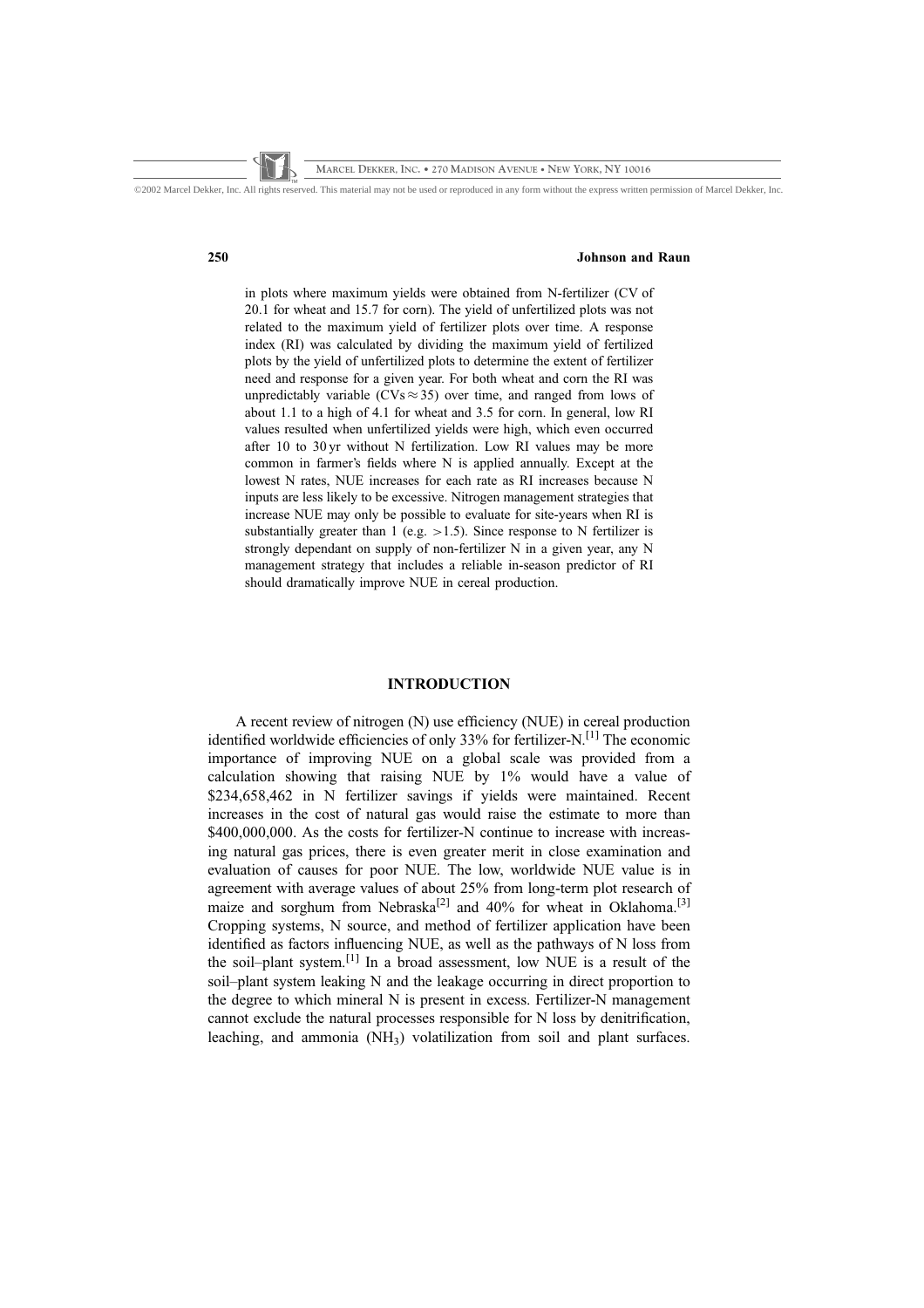in plots where maximum yields were obtained from N-fertilizer (CV of 20.1 for wheat and 15.7 for corn). The yield of unfertilized plots was not related to the maximum yield of fertilizer plots over time. A response index (RI) was calculated by dividing the maximum yield of fertilized plots by the yield of unfertilized plots to determine the extent of fertilizer need and response for a given year. For both wheat and corn the RI was unpredictably variable (CVs $\approx$ 35) over time, and ranged from lows of about 1.1 to a high of 4.1 for wheat and 3.5 for corn. In general, low RI values resulted when unfertilized yields were high, which even occurred after 10 to 30 yr without N fertilization. Low RI values may be more common in farmer's fields where N is applied annually. Except at the lowest N rates, NUE increases for each rate as RI increases because N inputs are less likely to be excessive. Nitrogen management strategies that increase NUE may only be possible to evaluate for site-years when RI is substantially greater than 1 (e.g. $>$1.5). Since response to N fertilizer is strongly dependant on supply of non-fertilizer N in a given year, any N management strategy that includes a reliable in-season predictor of RI should dramatically improve NUE in cereal production.

## INTRODUCTION

A recent review of nitrogen (N) use efficiency (NUE) in cereal production identified worldwide efficiencies of only 33% for fertilizer-N.[1] The economic importance of improving NUE on a global scale was provided from a calculation showing that raising NUE by 1% would have a value of \$234,658,462 in N fertilizer savings if yields were maintained. Recent increases in the cost of natural gas would raise the estimate to more than \$400,000,000. As the costs for fertilizer-N continue to increase with increasing natural gas prices, there is even greater merit in close examination and evaluation of causes for poor NUE. The low, worldwide NUE value is in agreement with average values of about 25% from long-term plot research of maize and sorghum from Nebraska[2] and 40% for wheat in Oklahoma.[3] Cropping systems, N source, and method of fertilizer application have been identified as factors influencing NUE, as well as the pathways of N loss from the soil–plant system.[1] In a broad assessment, low NUE is a result of the soil–plant system leaking N and the leakage occurring in direct proportion to the degree to which mineral N is present in excess. Fertilizer-N management cannot exclude the natural processes responsible for N loss by denitrification, leaching, and ammonia ($NH_3$) volatilization from soil and plant surfaces.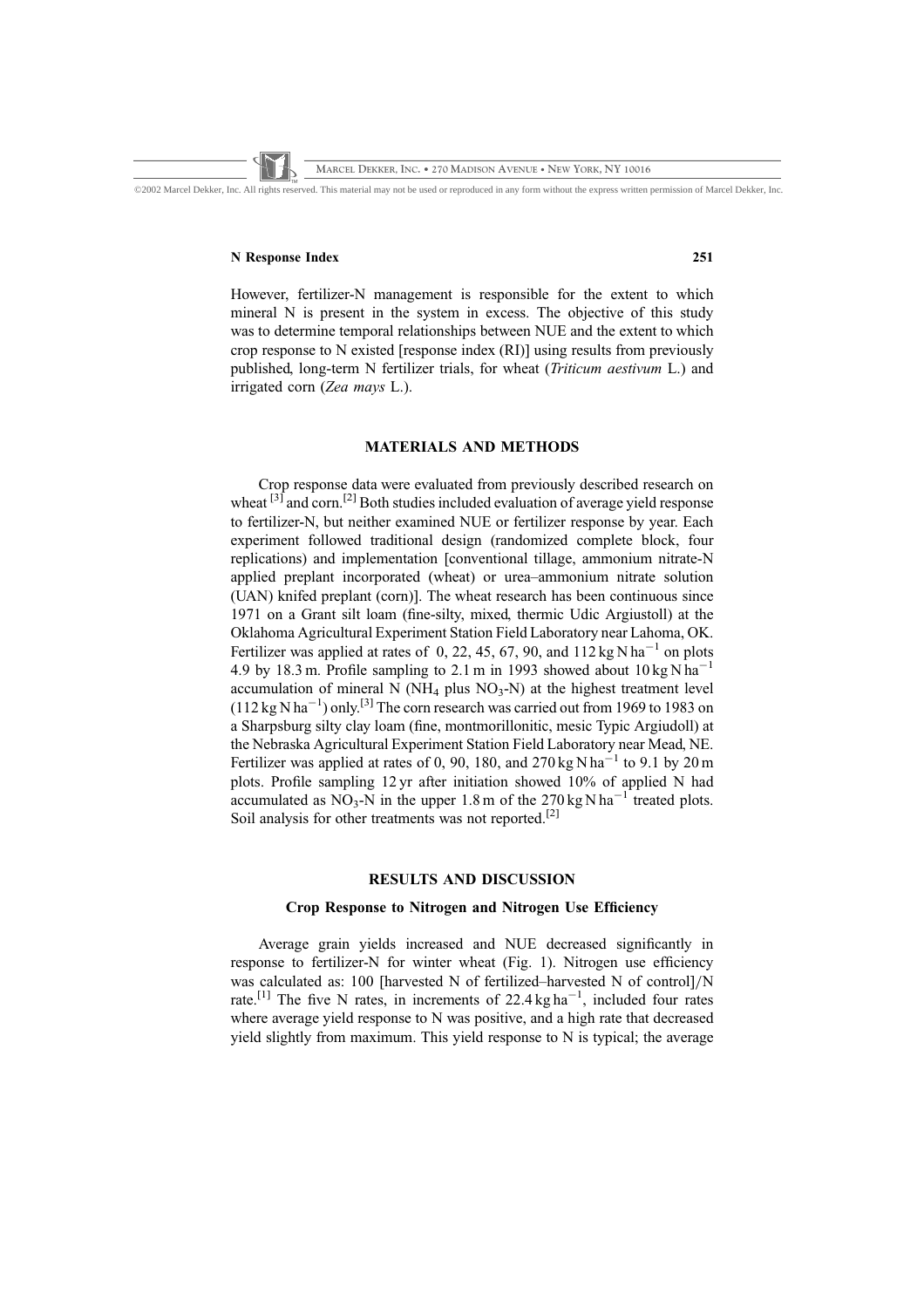However, fertilizer-N management is responsible for the extent to which mineral N is present in the system in excess. The objective of this study was to determine temporal relationships between NUE and the extent to which crop response to N existed [response index (RI)] using results from previously published, long-term N fertilizer trials, for wheat (*Triticum aestivum* L.) and irrigated corn (*Zea mays* L.).

## MATERIALS AND METHODS

Crop response data were evaluated from previously described research on wheat [3] and corn.[2] Both studies included evaluation of average yield response to fertilizer-N, but neither examined NUE or fertilizer response by year. Each experiment followed traditional design (randomized complete block, four replications) and implementation [conventional tillage, ammonium nitrate-N applied preplant incorporated (wheat) or urea–ammonium nitrate solution (UAN) knifed preplant (corn)]. The wheat research has been continuous since 1971 on a Grant silt loam (fine-silty, mixed, thermic Udic Argiustoll) at the Oklahoma Agricultural Experiment Station Field Laboratory near Lahoma, OK. Fertilizer was applied at rates of 0, 22, 45, 67, 90, and 112 kg N $ha^{-1}$ on plots 4.9 by 18.3 m. Profile sampling to 2.1 m in 1993 showed about 10 kg N $ha^{-1}$ accumulation of mineral N ($NH_4$ plus $NO_3$-N) at the highest treatment level (112 kg N $ha^{-1}$) only.[3] The corn research was carried out from 1969 to 1983 on a Sharpsburg silty clay loam (fine, montmorillonitic, mesic Typic Argiudoll) at the Nebraska Agricultural Experiment Station Field Laboratory near Mead, NE. Fertilizer was applied at rates of 0, 90, 180, and 270 kg N $ha^{-1}$ to 9.1 by 20 m plots. Profile sampling 12 yr after initiation showed 10% of applied N had accumulated as $NO_3$-N in the upper 1.8 m of the 270 kg N $ha^{-1}$ treated plots. Soil analysis for other treatments was not reported.[2]

## RESULTS AND DISCUSSION

### Crop Response to Nitrogen and Nitrogen Use Efficiency

Average grain yields increased and NUE decreased significantly in response to fertilizer-N for winter wheat (Fig. 1). Nitrogen use efficiency was calculated as: 100 [harvested N of fertilized–harvested N of control]/N rate.[1] The five N rates, in increments of 22.4 kg $ha^{-1}$, included four rates where average yield response to N was positive, and a high rate that decreased yield slightly from maximum. This yield response to N is typical; the average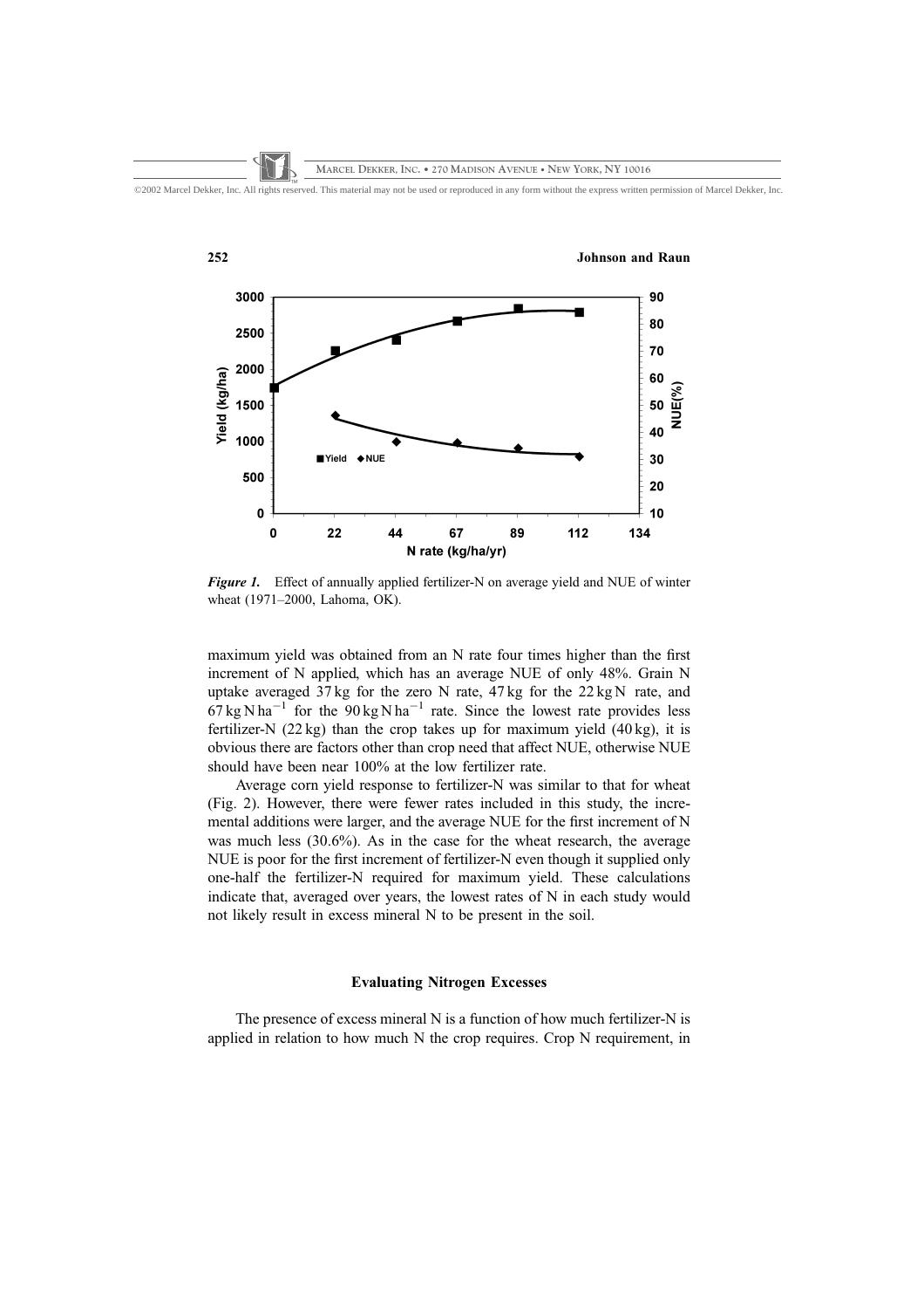3000
2500
2000
1500
1000
500
0

Yield (kg/ha)

90
80
70
60
50
40
30
20
10

NUE(%)

■ Yield ◆ NUE

0 22 44 67 89 112 134

N rate (kg/ha/yr)

***Figure 1.*** Effect of annually applied fertilizer-N on average yield and NUE of winter wheat (1971–2000, Lahoma, OK).

maximum yield was obtained from an N rate four times higher than the first increment of N applied, which has an average NUE of only 48%. Grain N uptake averaged 37 kg for the zero N rate, 47 kg for the 22 kg N rate, and 67 kg N $ha^{-1}$ for the 90 kg N $ha^{-1}$ rate. Since the lowest rate provides less fertilizer-N (22 kg) than the crop takes up for maximum yield (40 kg), it is obvious there are factors other than crop need that affect NUE, otherwise NUE should have been near 100% at the low fertilizer rate.

Average corn yield response to fertilizer-N was similar to that for wheat (Fig. 2). However, there were fewer rates included in this study, the incremental additions were larger, and the average NUE for the first increment of N was much less (30.6%). As in the case for the wheat research, the average NUE is poor for the first increment of fertilizer-N even though it supplied only one-half the fertilizer-N required for maximum yield. These calculations indicate that, averaged over years, the lowest rates of N in each study would not likely result in excess mineral N to be present in the soil.

## Evaluating Nitrogen Excesses

The presence of excess mineral N is a function of how much fertilizer-N is applied in relation to how much N the crop requires. Crop N requirement, in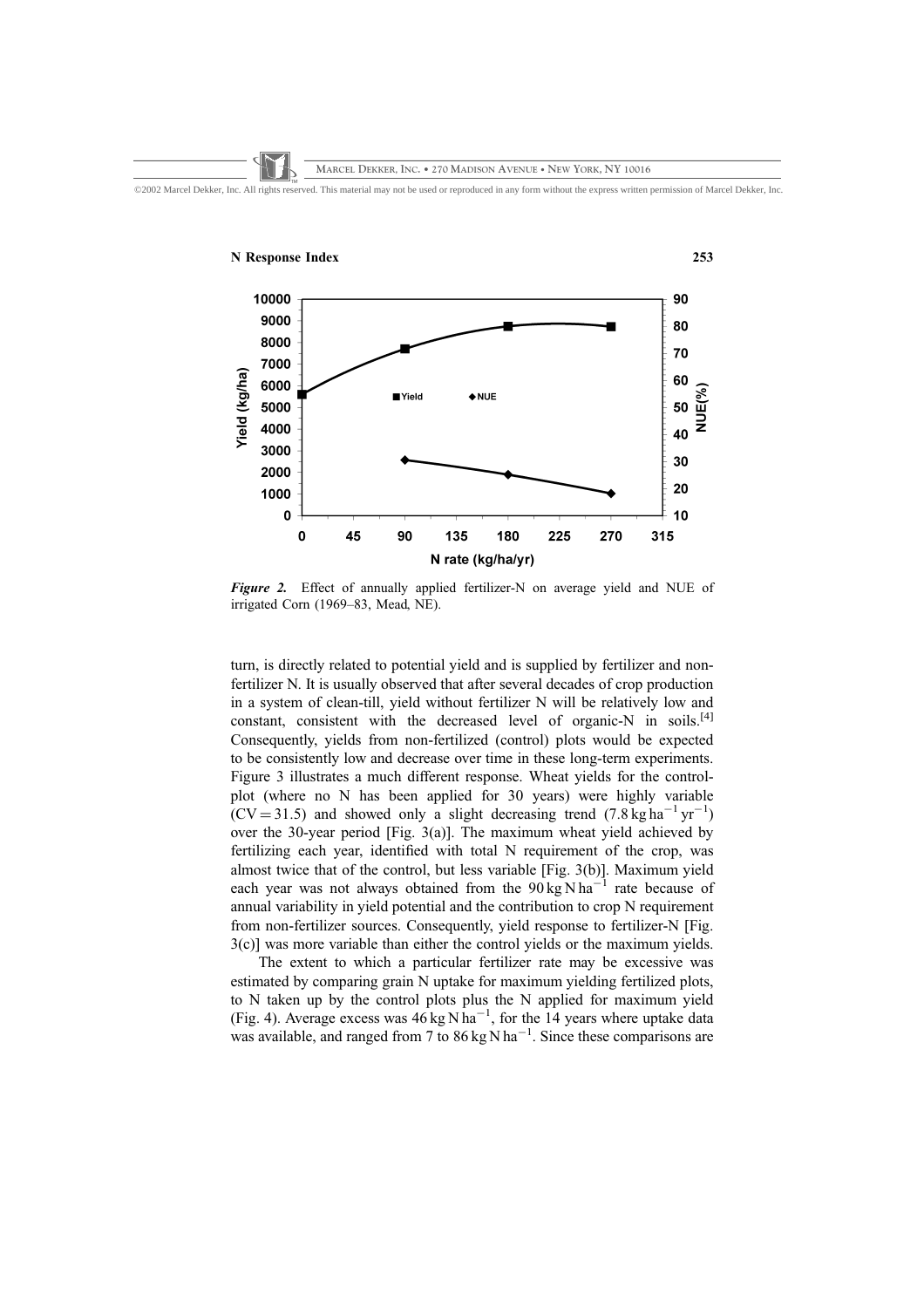10000
9000
8000
7000
6000
5000
4000
3000
2000
1000
0

Yield (kg/ha)

90
80
70
60
50
40
30
20
10

NUE(%)

■ Yield ◆ NUE

0 45 90 135 180 225 270 315

N rate (kg/ha/yr)

***Figure 2.*** Effect of annually applied fertilizer-N on average yield and NUE of irrigated Corn (1969–83, Mead, NE).

turn, is directly related to potential yield and is supplied by fertilizer and non-fertilizer N. It is usually observed that after several decades of crop production in a system of clean-till, yield without fertilizer N will be relatively low and constant, consistent with the decreased level of organic-N in soils.[4] Consequently, yields from non-fertilized (control) plots would be expected to be consistently low and decrease over time in these long-term experiments. Figure 3 illustrates a much different response. Wheat yields for the control-plot (where no N has been applied for 30 years) were highly variable ($CV = 31.5$) and showed only a slight decreasing trend ($7.8\,kg\,ha^{-1}\,yr^{-1}$) over the 30-year period [Fig. 3(a)]. The maximum wheat yield achieved by fertilizing each year, identified with total N requirement of the crop, was almost twice that of the control, but less variable [Fig. 3(b)]. Maximum yield each year was not always obtained from the $90\,kg\,N\,ha^{-1}$ rate because of annual variability in yield potential and the contribution to crop N requirement from non-fertilizer sources. Consequently, yield response to fertilizer-N [Fig. 3(c)] was more variable than either the control yields or the maximum yields.

The extent to which a particular fertilizer rate may be excessive was estimated by comparing grain N uptake for maximum yielding fertilized plots, to N taken up by the control plots plus the N applied for maximum yield (Fig. 4). Average excess was $46\,kg\,N\,ha^{-1}$, for the 14 years where uptake data was available, and ranged from 7 to $86\,kg\,N\,ha^{-1}$. Since these comparisons are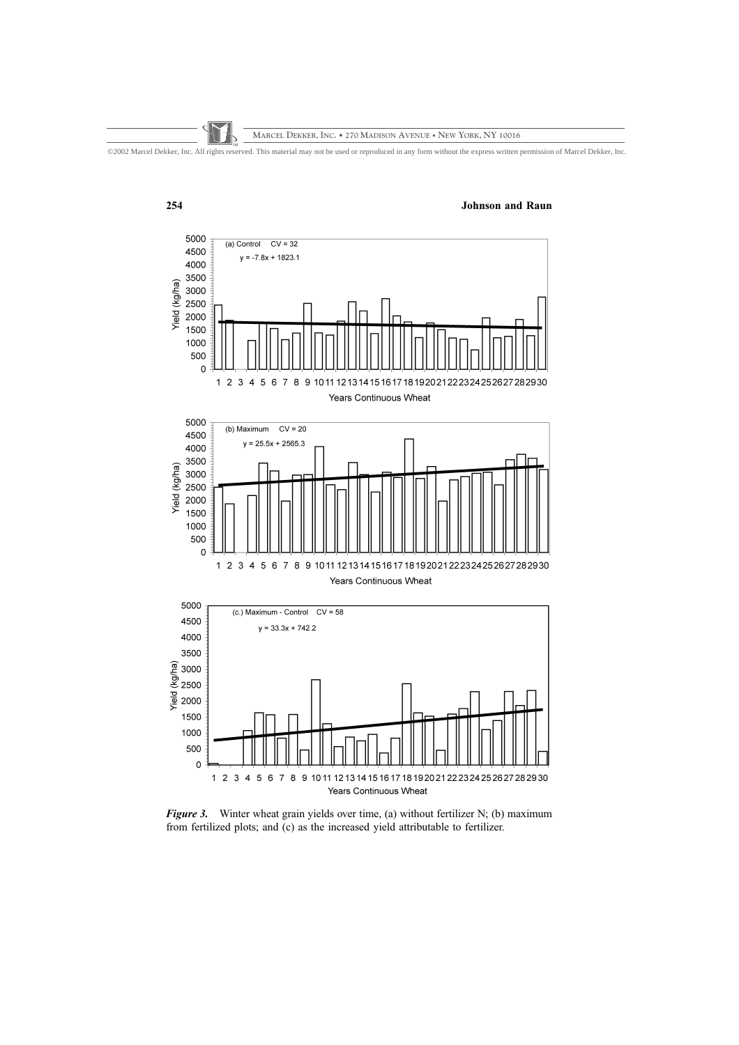(a) Control CV = 32

y = -7.8x + 1823.1

Yield (kg/ha)

5000 4500 4000 3500 3000 2500 2000 1500 1000 500 0

1 2 3 4 5 6 7 8 9 10 11 12 13 14 15 16 17 18 19 20 21 22 23 24 25 26 27 28 29 30

Years Continuous Wheat

(b) Maximum CV = 20

y = 25.5x + 2565.3

Yield (kg/ha)

5000 4500 4000 3500 3000 2500 2000 1500 1000 500 0

1 2 3 4 5 6 7 8 9 10 11 12 13 14 15 16 17 18 19 20 21 22 23 24 25 26 27 28 29 30

Years Continuous Wheat

(c.) Maximum - Control CV = 58

y = 33.3x + 742.2

Yield (kg/ha)

5000 4500 4000 3500 3000 2500 2000 1500 1000 500 0

1 2 3 4 5 6 7 8 9 10 11 12 13 14 15 16 17 18 19 20 21 22 23 24 25 26 27 28 29 30

Years Continuous Wheat

***Figure 3.*** Winter wheat grain yields over time, (a) without fertilizer N; (b) maximum from fertilized plots; and (c) as the increased yield attributable to fertilizer.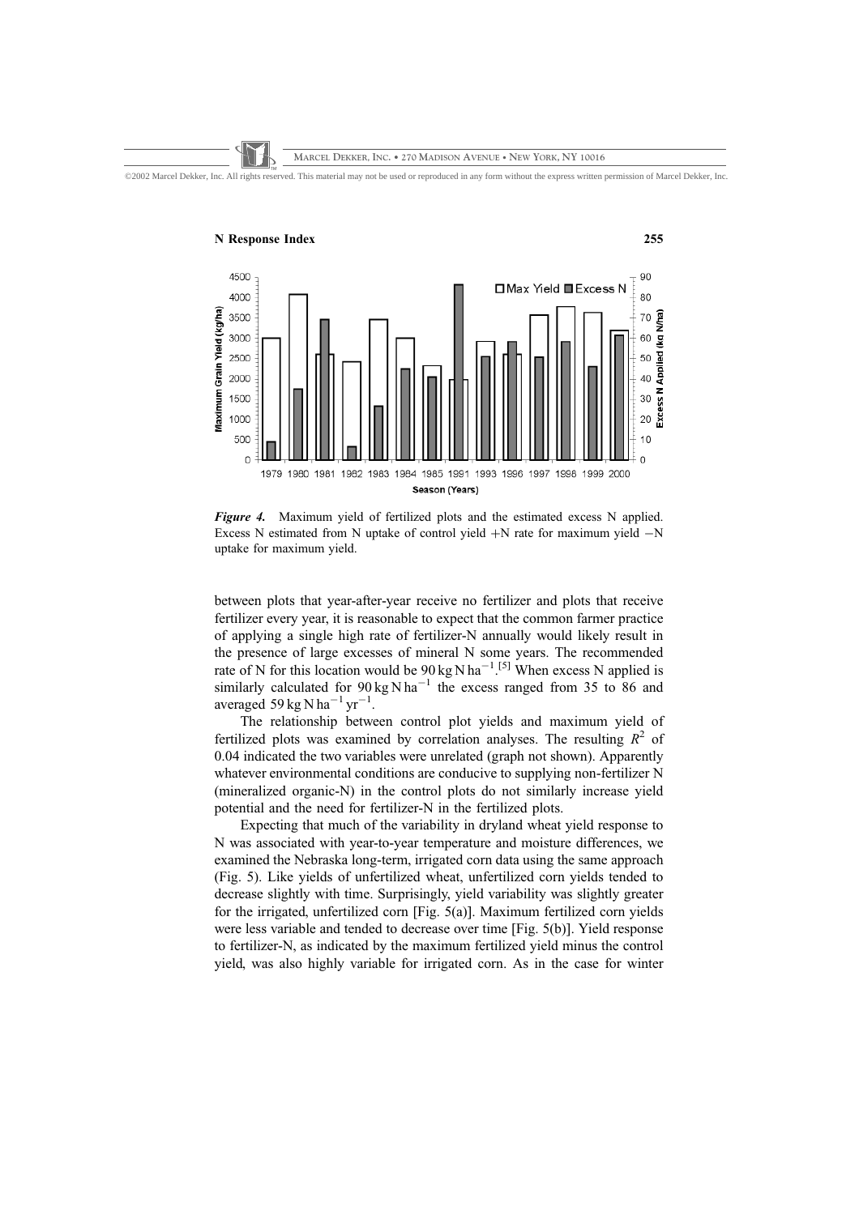4500
4000
3500
3000
2500
2000
1500
1000
500
0

Maximum Grain Yield (kg/ha)

□ Max Yield ■ Excess N

90
80
70
60
50
40
30
20
10
0

Excess N Applied (kg N/ha)

1979 1980 1981 1982 1983 1984 1985 1991 1993 1996 1997 1998 1999 2000

Season (Years)

*Figure 4.* Maximum yield of fertilized plots and the estimated excess N applied. Excess N estimated from N uptake of control yield +N rate for maximum yield −N uptake for maximum yield.

between plots that year-after-year receive no fertilizer and plots that receive fertilizer every year, it is reasonable to expect that the common farmer practice of applying a single high rate of fertilizer-N annually would likely result in the presence of large excesses of mineral N some years. The recommended rate of N for this location would be $90\,\mathrm{kg\,N\,ha^{-1}}$.[5] When excess N applied is similarly calculated for $90\,\mathrm{kg\,N\,ha^{-1}}$ the excess ranged from 35 to 86 and averaged $59\,\mathrm{kg\,N\,ha^{-1}\,yr^{-1}}$.

The relationship between control plot yields and maximum yield of fertilized plots was examined by correlation analyses. The resulting $R^2$ of 0.04 indicated the two variables were unrelated (graph not shown). Apparently whatever environmental conditions are conducive to supplying non-fertilizer N (mineralized organic-N) in the control plots do not similarly increase yield potential and the need for fertilizer-N in the fertilized plots.

Expecting that much of the variability in dryland wheat yield response to N was associated with year-to-year temperature and moisture differences, we examined the Nebraska long-term, irrigated corn data using the same approach (Fig. 5). Like yields of unfertilized wheat, unfertilized corn yields tended to decrease slightly with time. Surprisingly, yield variability was slightly greater for the irrigated, unfertilized corn [Fig. 5(a)]. Maximum fertilized corn yields were less variable and tended to decrease over time [Fig. 5(b)]. Yield response to fertilizer-N, as indicated by the maximum fertilized yield minus the control yield, was also highly variable for irrigated corn. As in the case for winter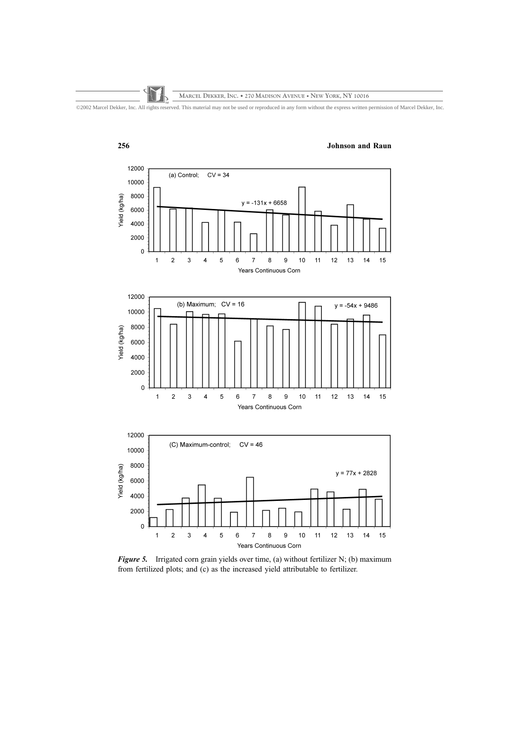(a) Control; CV = 34

y = -131x + 6658

Yield (kg/ha)

0
2000
4000
6000
8000
10000
12000

1 2 3 4 5 6 7 8 9 10 11 12 13 14 15

Years Continuous Corn

(b) Maximum; CV = 16

y = -54x + 9486

Yield (kg/ha)

0
2000
4000
6000
8000
10000
12000

1 2 3 4 5 6 7 8 9 10 11 12 13 14 15

Years Continuous Corn

(C) Maximum-control; CV = 46

y = 77x + 2828

Yield (kg/ha)

0
2000
4000
6000
8000
10000
12000

1 2 3 4 5 6 7 8 9 10 11 12 13 14 15

Years Continuous Corn

***Figure 5.*** Irrigated corn grain yields over time, (a) without fertilizer N; (b) maximum from fertilized plots; and (c) as the increased yield attributable to fertilizer.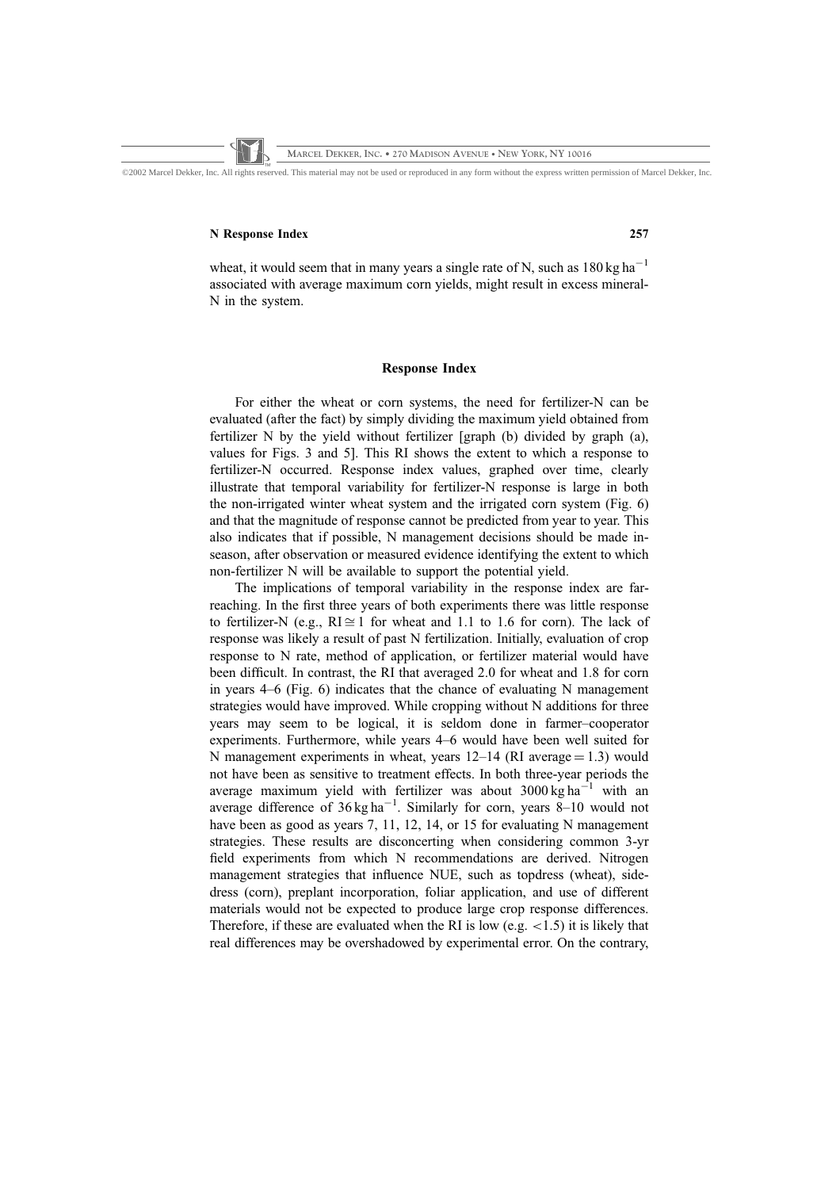wheat, it would seem that in many years a single rate of N, such as $180\,\mathrm{kg\,ha^{-1}}$ associated with average maximum corn yields, might result in excess mineral-N in the system.

## Response Index

For either the wheat or corn systems, the need for fertilizer-N can be evaluated (after the fact) by simply dividing the maximum yield obtained from fertilizer N by the yield without fertilizer [graph (b) divided by graph (a), values for Figs. 3 and 5]. This RI shows the extent to which a response to fertilizer-N occurred. Response index values, graphed over time, clearly illustrate that temporal variability for fertilizer-N response is large in both the non-irrigated winter wheat system and the irrigated corn system (Fig. 6) and that the magnitude of response cannot be predicted from year to year. This also indicates that if possible, N management decisions should be made in-season, after observation or measured evidence identifying the extent to which non-fertilizer N will be available to support the potential yield.

The implications of temporal variability in the response index are far-reaching. In the first three years of both experiments there was little response to fertilizer-N (e.g., $\mathrm{RI} \cong 1$ for wheat and 1.1 to 1.6 for corn). The lack of response was likely a result of past N fertilization. Initially, evaluation of crop response to N rate, method of application, or fertilizer material would have been difficult. In contrast, the RI that averaged 2.0 for wheat and 1.8 for corn in years 4–6 (Fig. 6) indicates that the chance of evaluating N management strategies would have improved. While cropping without N additions for three years may seem to be logical, it is seldom done in farmer–cooperator experiments. Furthermore, while years 4–6 would have been well suited for N management experiments in wheat, years 12–14 (RI average $= 1.3$) would not have been as sensitive to treatment effects. In both three-year periods the average maximum yield with fertilizer was about $3000\,\mathrm{kg\,ha^{-1}}$ with an average difference of $36\,\mathrm{kg\,ha^{-1}}$. Similarly for corn, years 8–10 would not have been as good as years 7, 11, 12, 14, or 15 for evaluating N management strategies. These results are disconcerting when considering common 3-yr field experiments from which N recommendations are derived. Nitrogen management strategies that influence NUE, such as topdress (wheat), side-dress (corn), preplant incorporation, foliar application, and use of different materials would not be expected to produce large crop response differences. Therefore, if these are evaluated when the RI is low (e.g. $<1.5$) it is likely that real differences may be overshadowed by experimental error. On the contrary,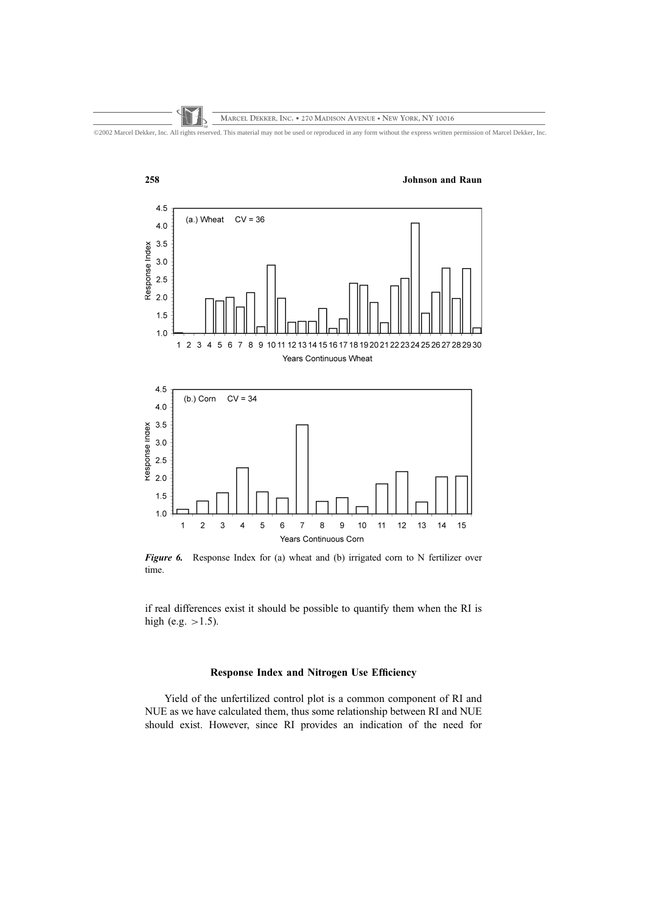(a.) Wheat CV = 36

Response Index

4.5
4.0
3.5
3.0
2.5
2.0
1.5
1.0

1 2 3 4 5 6 7 8 9 10 11 12 13 14 15 16 17 18 19 20 21 22 23 24 25 26 27 28 29 30

Years Continuous Wheat

(b.) Corn CV = 34

Response Index

4.5
4.0
3.5
3.0
2.5
2.0
1.5
1.0

1 2 3 4 5 6 7 8 9 10 11 12 13 14 15

Years Continuous Corn

***Figure 6.*** Response Index for (a) wheat and (b) irrigated corn to N fertilizer over time.

if real differences exist it should be possible to quantify them when the RI is high (e.g. $>1.5$).

### Response Index and Nitrogen Use Efficiency

Yield of the unfertilized control plot is a common component of RI and NUE as we have calculated them, thus some relationship between RI and NUE should exist. However, since RI provides an indication of the need for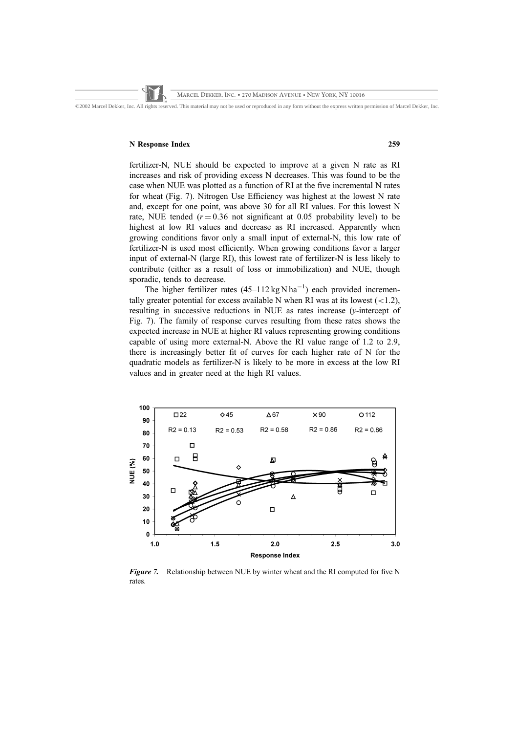fertilizer-N, NUE should be expected to improve at a given N rate as RI increases and risk of providing excess N decreases. This was found to be the case when NUE was plotted as a function of RI at the five incremental N rates for wheat (Fig. 7). Nitrogen Use Efficiency was highest at the lowest N rate and, except for one point, was above 30 for all RI values. For this lowest N rate, NUE tended ($r = 0.36$ not significant at 0.05 probability level) to be highest at low RI values and decrease as RI increased. Apparently when growing conditions favor only a small input of external-N, this low rate of fertilizer-N is used most efficiently. When growing conditions favor a larger input of external-N (large RI), this lowest rate of fertilizer-N is less likely to contribute (either as a result of loss or immobilization) and NUE, though sporadic, tends to decrease.

The higher fertilizer rates (45–112 kg N ha$^{-1}$) each provided incrementally greater potential for excess available N when RI was at its lowest (<1.2), resulting in successive reductions in NUE as rates increase (*y*-intercept of Fig. 7). The family of response curves resulting from these rates shows the expected increase in NUE at higher RI values representing growing conditions capable of using more external-N. Above the RI value range of 1.2 to 2.9, there is increasingly better fit of curves for each higher rate of N for the quadratic models as fertilizer-N is likely to be more in excess at the low RI values and in greater need at the high RI values.

□22 ◇45 △67 ×90 ○112

R2 = 0.13 R2 = 0.53 R2 = 0.58 R2 = 0.86 R2 = 0.86

NUE (%)

0 10 20 30 40 50 60 70 80 90 100

Response Index

1.0 1.5 2.0 2.5 3.0

*Figure 7.* Relationship between NUE by winter wheat and the RI computed for five N rates.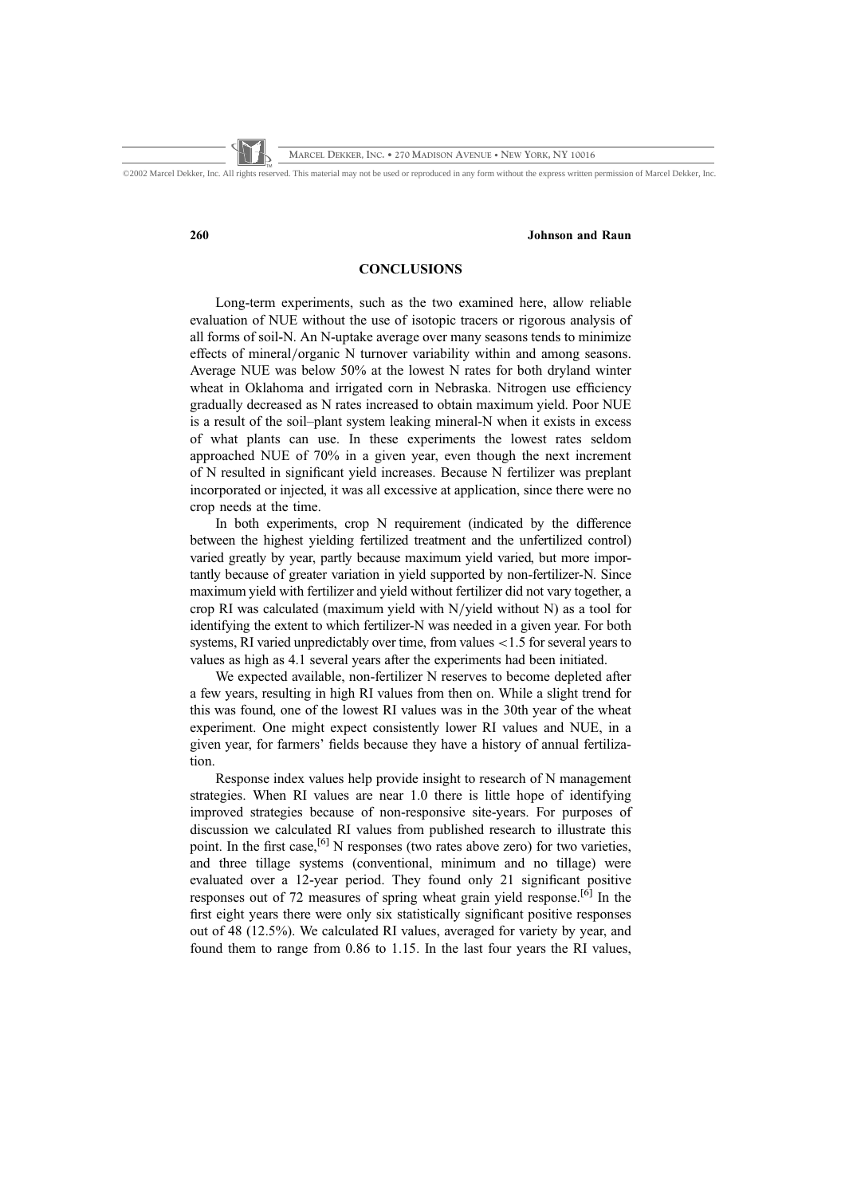## CONCLUSIONS

Long-term experiments, such as the two examined here, allow reliable evaluation of NUE without the use of isotopic tracers or rigorous analysis of all forms of soil-N. An N-uptake average over many seasons tends to minimize effects of mineral/organic N turnover variability within and among seasons. Average NUE was below 50% at the lowest N rates for both dryland winter wheat in Oklahoma and irrigated corn in Nebraska. Nitrogen use efficiency gradually decreased as N rates increased to obtain maximum yield. Poor NUE is a result of the soil–plant system leaking mineral-N when it exists in excess of what plants can use. In these experiments the lowest rates seldom approached NUE of 70% in a given year, even though the next increment of N resulted in significant yield increases. Because N fertilizer was preplant incorporated or injected, it was all excessive at application, since there were no crop needs at the time.

In both experiments, crop N requirement (indicated by the difference between the highest yielding fertilized treatment and the unfertilized control) varied greatly by year, partly because maximum yield varied, but more importantly because of greater variation in yield supported by non-fertilizer-N. Since maximum yield with fertilizer and yield without fertilizer did not vary together, a crop RI was calculated (maximum yield with N/yield without N) as a tool for identifying the extent to which fertilizer-N was needed in a given year. For both systems, RI varied unpredictably over time, from values $<1.5$ for several years to values as high as 4.1 several years after the experiments had been initiated.

We expected available, non-fertilizer N reserves to become depleted after a few years, resulting in high RI values from then on. While a slight trend for this was found, one of the lowest RI values was in the 30th year of the wheat experiment. One might expect consistently lower RI values and NUE, in a given year, for farmers' fields because they have a history of annual fertilization.

Response index values help provide insight to research of N management strategies. When RI values are near 1.0 there is little hope of identifying improved strategies because of non-responsive site-years. For purposes of discussion we calculated RI values from published research to illustrate this point. In the first case,[6] N responses (two rates above zero) for two varieties, and three tillage systems (conventional, minimum and no tillage) were evaluated over a 12-year period. They found only 21 significant positive responses out of 72 measures of spring wheat grain yield response.[6] In the first eight years there were only six statistically significant positive responses out of 48 (12.5%). We calculated RI values, averaged for variety by year, and found them to range from 0.86 to 1.15. In the last four years the RI values,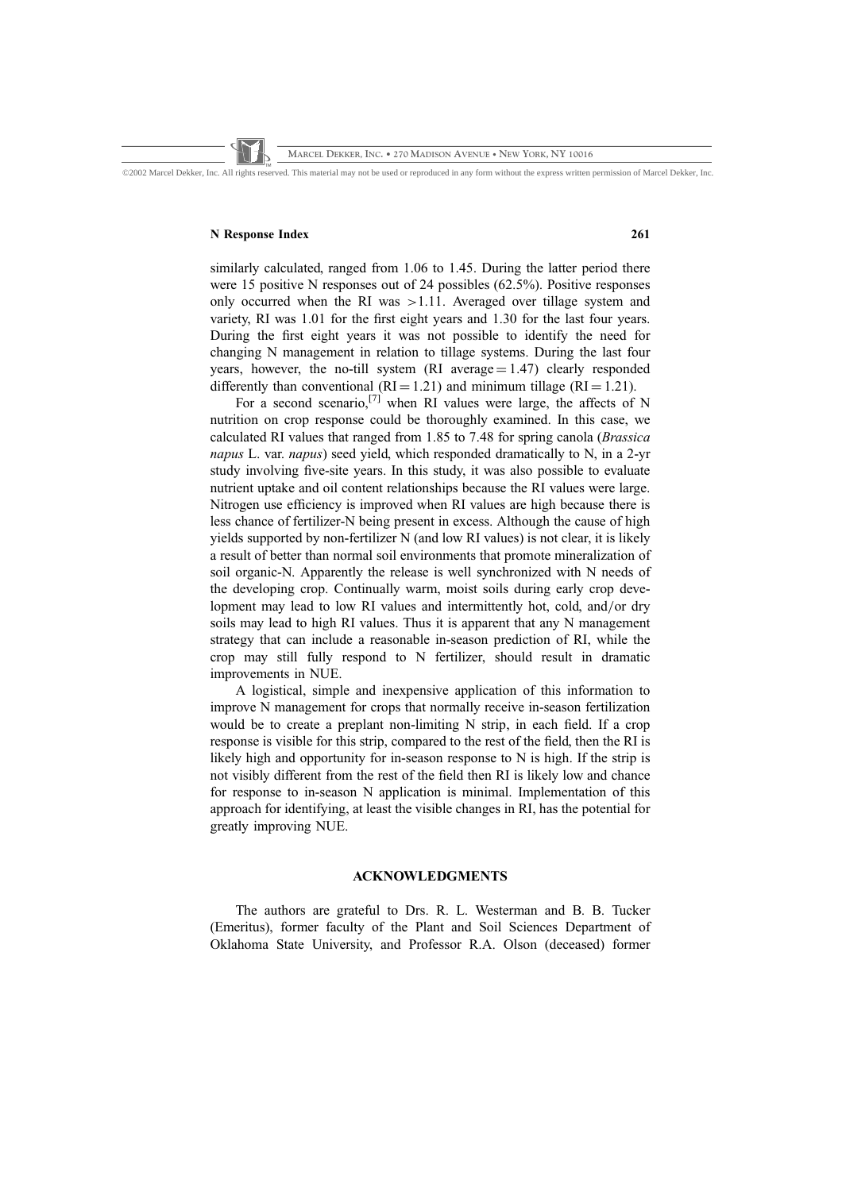similarly calculated, ranged from 1.06 to 1.45. During the latter period there were 15 positive N responses out of 24 possibles (62.5%). Positive responses only occurred when the RI was >1.11. Averaged over tillage system and variety, RI was 1.01 for the first eight years and 1.30 for the last four years. During the first eight years it was not possible to identify the need for changing N management in relation to tillage systems. During the last four years, however, the no-till system (RI average = 1.47) clearly responded differently than conventional (RI = 1.21) and minimum tillage (RI = 1.21).

For a second scenario,[7] when RI values were large, the affects of N nutrition on crop response could be thoroughly examined. In this case, we calculated RI values that ranged from 1.85 to 7.48 for spring canola (*Brassica napus* L. var. *napus*) seed yield, which responded dramatically to N, in a 2-yr study involving five-site years. In this study, it was also possible to evaluate nutrient uptake and oil content relationships because the RI values were large. Nitrogen use efficiency is improved when RI values are high because there is less chance of fertilizer-N being present in excess. Although the cause of high yields supported by non-fertilizer N (and low RI values) is not clear, it is likely a result of better than normal soil environments that promote mineralization of soil organic-N. Apparently the release is well synchronized with N needs of the developing crop. Continually warm, moist soils during early crop development may lead to low RI values and intermittently hot, cold, and/or dry soils may lead to high RI values. Thus it is apparent that any N management strategy that can include a reasonable in-season prediction of RI, while the crop may still fully respond to N fertilizer, should result in dramatic improvements in NUE.

A logistical, simple and inexpensive application of this information to improve N management for crops that normally receive in-season fertilization would be to create a preplant non-limiting N strip, in each field. If a crop response is visible for this strip, compared to the rest of the field, then the RI is likely high and opportunity for in-season response to N is high. If the strip is not visibly different from the rest of the field then RI is likely low and chance for response to in-season N application is minimal. Implementation of this approach for identifying, at least the visible changes in RI, has the potential for greatly improving NUE.

## ACKNOWLEDGMENTS

The authors are grateful to Drs. R. L. Westerman and B. B. Tucker (Emeritus), former faculty of the Plant and Soil Sciences Department of Oklahoma State University, and Professor R.A. Olson (deceased) former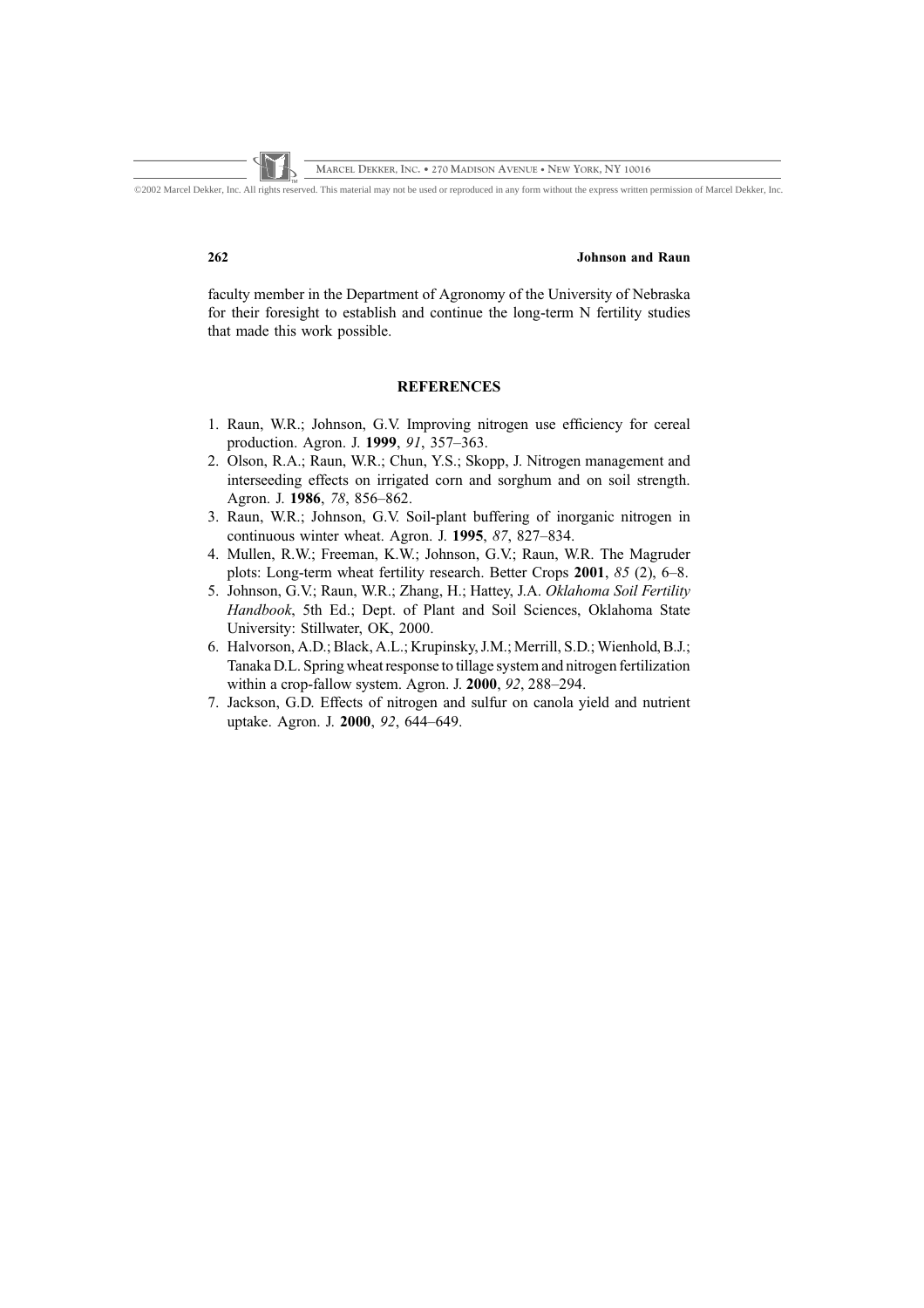faculty member in the Department of Agronomy of the University of Nebraska for their foresight to establish and continue the long-term N fertility studies that made this work possible.

## REFERENCES

1. Raun, W.R.; Johnson, G.V. Improving nitrogen use efficiency for cereal production. Agron. J. **1999**, *91*, 357–363.
2. Olson, R.A.; Raun, W.R.; Chun, Y.S.; Skopp, J. Nitrogen management and interseeding effects on irrigated corn and sorghum and on soil strength. Agron. J. **1986**, *78*, 856–862.
3. Raun, W.R.; Johnson, G.V. Soil-plant buffering of inorganic nitrogen in continuous winter wheat. Agron. J. **1995**, *87*, 827–834.
4. Mullen, R.W.; Freeman, K.W.; Johnson, G.V.; Raun, W.R. The Magruder plots: Long-term wheat fertility research. Better Crops **2001**, *85* (2), 6–8.
5. Johnson, G.V.; Raun, W.R.; Zhang, H.; Hattey, J.A. *Oklahoma Soil Fertility Handbook*, 5th Ed.; Dept. of Plant and Soil Sciences, Oklahoma State University: Stillwater, OK, 2000.
6. Halvorson, A.D.; Black, A.L.; Krupinsky, J.M.; Merrill, S.D.; Wienhold, B.J.; Tanaka D.L. Spring wheat response to tillage system and nitrogen fertilization within a crop-fallow system. Agron. J. **2000**, *92*, 288–294.
7. Jackson, G.D. Effects of nitrogen and sulfur on canola yield and nutrient uptake. Agron. J. **2000**, *92*, 644–649.